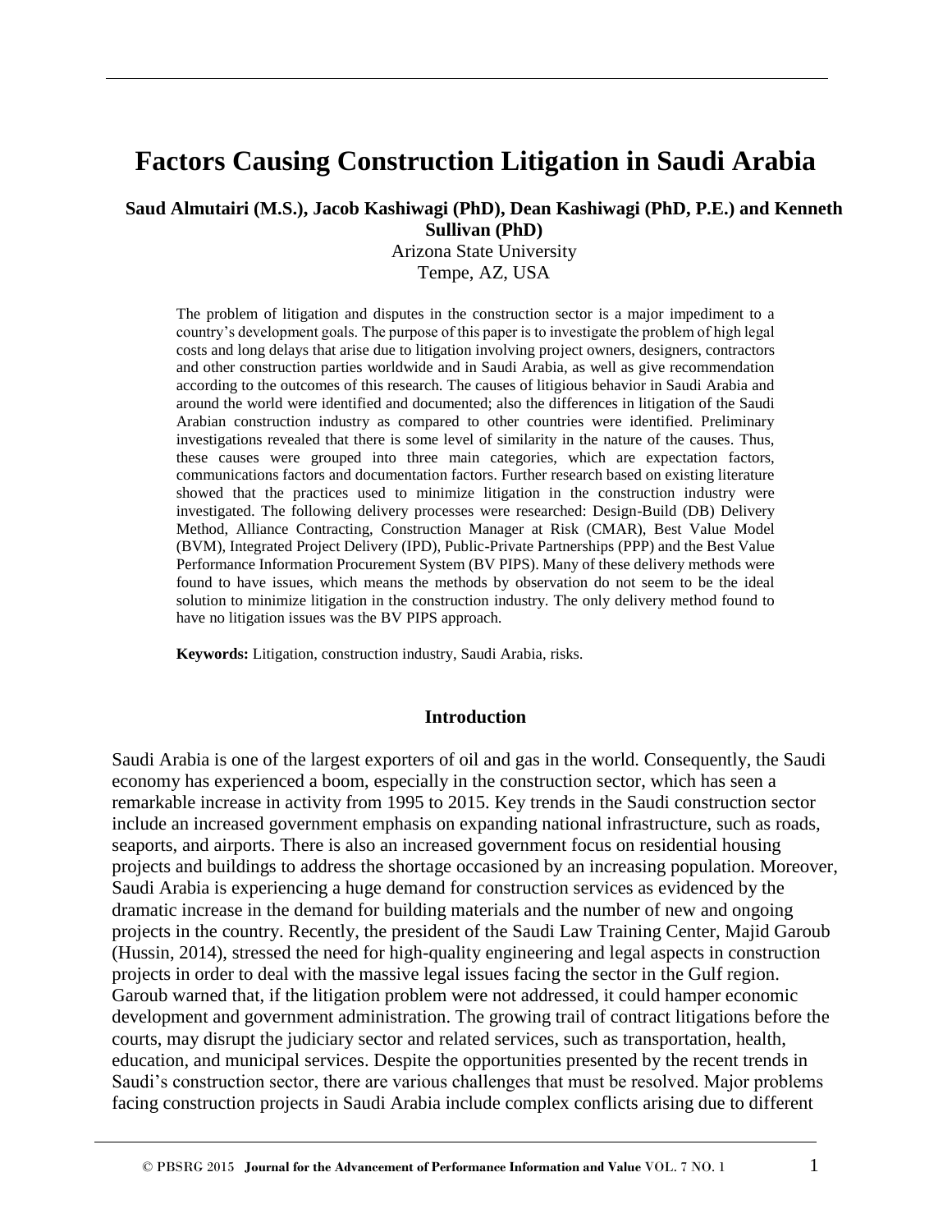# Factors Causing Construction Litigation in Saudi Arabia

**Saud Almutairi (M.S.), Jacob Kashiwagi (PhD), Dean Kashiwagi (PhD, P.E.) and Kenneth Sullivan (PhD)**

Arizona State University
Tempe, AZ, USA

The problem of litigation and disputes in the construction sector is a major impediment to a country's development goals. The purpose of this paper is to investigate the problem of high legal costs and long delays that arise due to litigation involving project owners, designers, contractors and other construction parties worldwide and in Saudi Arabia, as well as give recommendation according to the outcomes of this research. The causes of litigious behavior in Saudi Arabia and around the world were identified and documented; also the differences in litigation of the Saudi Arabian construction industry as compared to other countries were identified. Preliminary investigations revealed that there is some level of similarity in the nature of the causes. Thus, these causes were grouped into three main categories, which are expectation factors, communications factors and documentation factors. Further research based on existing literature showed that the practices used to minimize litigation in the construction industry were investigated. The following delivery processes were researched: Design-Build (DB) Delivery Method, Alliance Contracting, Construction Manager at Risk (CMAR), Best Value Model (BVM), Integrated Project Delivery (IPD), Public-Private Partnerships (PPP) and the Best Value Performance Information Procurement System (BV PIPS). Many of these delivery methods were found to have issues, which means the methods by observation do not seem to be the ideal solution to minimize litigation in the construction industry. The only delivery method found to have no litigation issues was the BV PIPS approach.

**Keywords:** Litigation, construction industry, Saudi Arabia, risks.

## Introduction

Saudi Arabia is one of the largest exporters of oil and gas in the world. Consequently, the Saudi economy has experienced a boom, especially in the construction sector, which has seen a remarkable increase in activity from 1995 to 2015. Key trends in the Saudi construction sector include an increased government emphasis on expanding national infrastructure, such as roads, seaports, and airports. There is also an increased government focus on residential housing projects and buildings to address the shortage occasioned by an increasing population. Moreover, Saudi Arabia is experiencing a huge demand for construction services as evidenced by the dramatic increase in the demand for building materials and the number of new and ongoing projects in the country. Recently, the president of the Saudi Law Training Center, Majid Garoub (Hussin, 2014), stressed the need for high-quality engineering and legal aspects in construction projects in order to deal with the massive legal issues facing the sector in the Gulf region. Garoub warned that, if the litigation problem were not addressed, it could hamper economic development and government administration. The growing trail of contract litigations before the courts, may disrupt the judiciary sector and related services, such as transportation, health, education, and municipal services. Despite the opportunities presented by the recent trends in Saudi's construction sector, there are various challenges that must be resolved. Major problems facing construction projects in Saudi Arabia include complex conflicts arising due to different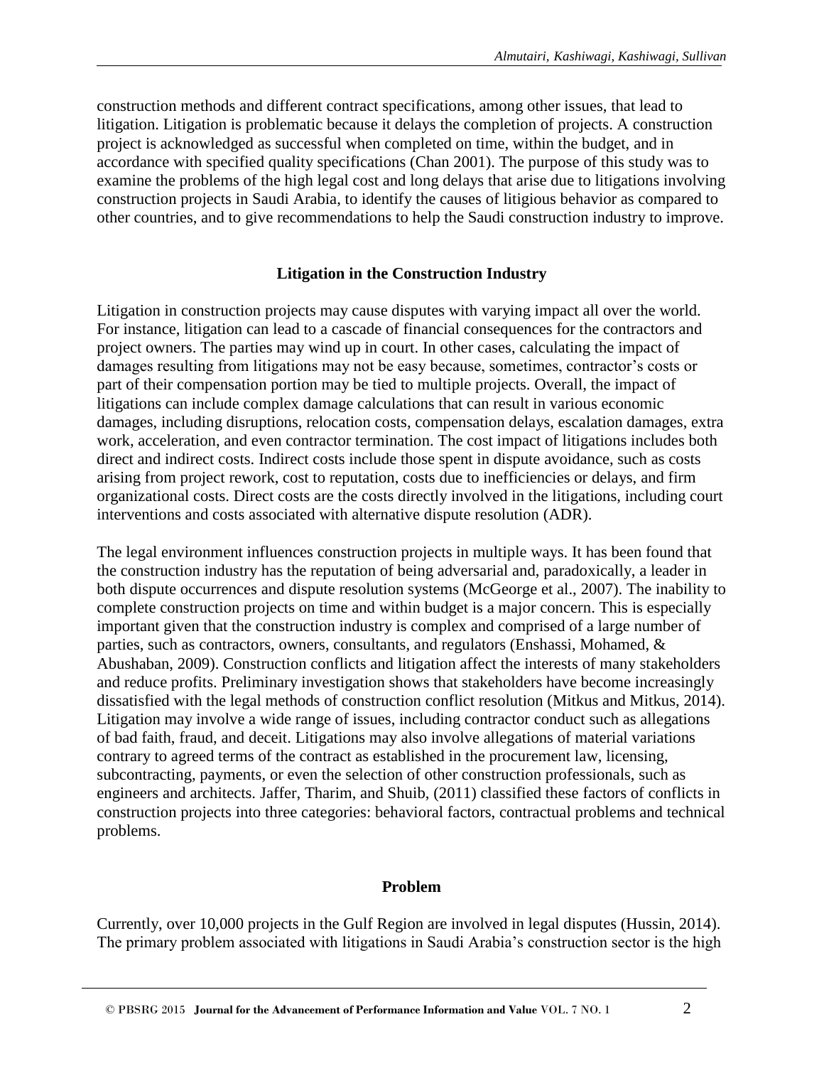construction methods and different contract specifications, among other issues, that lead to litigation. Litigation is problematic because it delays the completion of projects. A construction project is acknowledged as successful when completed on time, within the budget, and in accordance with specified quality specifications (Chan 2001). The purpose of this study was to examine the problems of the high legal cost and long delays that arise due to litigations involving construction projects in Saudi Arabia, to identify the causes of litigious behavior as compared to other countries, and to give recommendations to help the Saudi construction industry to improve.

## Litigation in the Construction Industry

Litigation in construction projects may cause disputes with varying impact all over the world. For instance, litigation can lead to a cascade of financial consequences for the contractors and project owners. The parties may wind up in court. In other cases, calculating the impact of damages resulting from litigations may not be easy because, sometimes, contractor's costs or part of their compensation portion may be tied to multiple projects. Overall, the impact of litigations can include complex damage calculations that can result in various economic damages, including disruptions, relocation costs, compensation delays, escalation damages, extra work, acceleration, and even contractor termination. The cost impact of litigations includes both direct and indirect costs. Indirect costs include those spent in dispute avoidance, such as costs arising from project rework, cost to reputation, costs due to inefficiencies or delays, and firm organizational costs. Direct costs are the costs directly involved in the litigations, including court interventions and costs associated with alternative dispute resolution (ADR).

The legal environment influences construction projects in multiple ways. It has been found that the construction industry has the reputation of being adversarial and, paradoxically, a leader in both dispute occurrences and dispute resolution systems (McGeorge et al., 2007). The inability to complete construction projects on time and within budget is a major concern. This is especially important given that the construction industry is complex and comprised of a large number of parties, such as contractors, owners, consultants, and regulators (Enshassi, Mohamed, & Abushaban, 2009). Construction conflicts and litigation affect the interests of many stakeholders and reduce profits. Preliminary investigation shows that stakeholders have become increasingly dissatisfied with the legal methods of construction conflict resolution (Mitkus and Mitkus, 2014). Litigation may involve a wide range of issues, including contractor conduct such as allegations of bad faith, fraud, and deceit. Litigations may also involve allegations of material variations contrary to agreed terms of the contract as established in the procurement law, licensing, subcontracting, payments, or even the selection of other construction professionals, such as engineers and architects. Jaffer, Tharim, and Shuib, (2011) classified these factors of conflicts in construction projects into three categories: behavioral factors, contractual problems and technical problems.

## Problem

Currently, over 10,000 projects in the Gulf Region are involved in legal disputes (Hussin, 2014). The primary problem associated with litigations in Saudi Arabia's construction sector is the high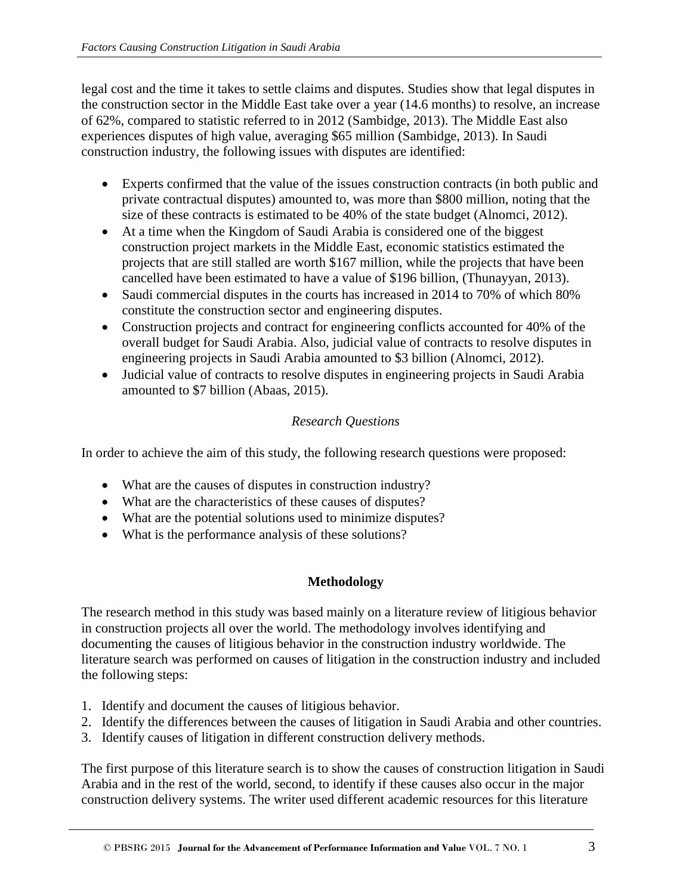legal cost and the time it takes to settle claims and disputes. Studies show that legal disputes in the construction sector in the Middle East take over a year (14.6 months) to resolve, an increase of 62%, compared to statistic referred to in 2012 (Sambidge, 2013). The Middle East also experiences disputes of high value, averaging $65 million (Sambidge, 2013). In Saudi construction industry, the following issues with disputes are identified:

- Experts confirmed that the value of the issues construction contracts (in both public and private contractual disputes) amounted to, was more than $800 million, noting that the size of these contracts is estimated to be 40% of the state budget (Alnomci, 2012).
- At a time when the Kingdom of Saudi Arabia is considered one of the biggest construction project markets in the Middle East, economic statistics estimated the projects that are still stalled are worth $167 million, while the projects that have been cancelled have been estimated to have a value of $196 billion, (Thunayyan, 2013).
- Saudi commercial disputes in the courts has increased in 2014 to 70% of which 80% constitute the construction sector and engineering disputes.
- Construction projects and contract for engineering conflicts accounted for 40% of the overall budget for Saudi Arabia. Also, judicial value of contracts to resolve disputes in engineering projects in Saudi Arabia amounted to $3 billion (Alnomci, 2012).
- Judicial value of contracts to resolve disputes in engineering projects in Saudi Arabia amounted to $7 billion (Abaas, 2015).

### *Research Questions*

In order to achieve the aim of this study, the following research questions were proposed:

- What are the causes of disputes in construction industry?
- What are the characteristics of these causes of disputes?
- What are the potential solutions used to minimize disputes?
- What is the performance analysis of these solutions?

## Methodology

The research method in this study was based mainly on a literature review of litigious behavior in construction projects all over the world. The methodology involves identifying and documenting the causes of litigious behavior in the construction industry worldwide. The literature search was performed on causes of litigation in the construction industry and included the following steps:

1. Identify and document the causes of litigious behavior.
2. Identify the differences between the causes of litigation in Saudi Arabia and other countries.
3. Identify causes of litigation in different construction delivery methods.

The first purpose of this literature search is to show the causes of construction litigation in Saudi Arabia and in the rest of the world, second, to identify if these causes also occur in the major construction delivery systems. The writer used different academic resources for this literature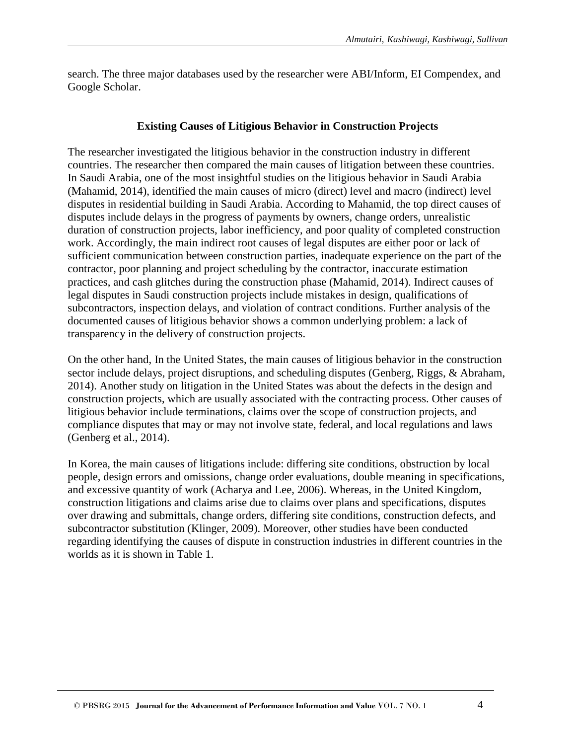search. The three major databases used by the researcher were ABI/Inform, EI Compendex, and Google Scholar.

## Existing Causes of Litigious Behavior in Construction Projects

The researcher investigated the litigious behavior in the construction industry in different countries. The researcher then compared the main causes of litigation between these countries. In Saudi Arabia, one of the most insightful studies on the litigious behavior in Saudi Arabia (Mahamid, 2014), identified the main causes of micro (direct) level and macro (indirect) level disputes in residential building in Saudi Arabia. According to Mahamid, the top direct causes of disputes include delays in the progress of payments by owners, change orders, unrealistic duration of construction projects, labor inefficiency, and poor quality of completed construction work. Accordingly, the main indirect root causes of legal disputes are either poor or lack of sufficient communication between construction parties, inadequate experience on the part of the contractor, poor planning and project scheduling by the contractor, inaccurate estimation practices, and cash glitches during the construction phase (Mahamid, 2014). Indirect causes of legal disputes in Saudi construction projects include mistakes in design, qualifications of subcontractors, inspection delays, and violation of contract conditions. Further analysis of the documented causes of litigious behavior shows a common underlying problem: a lack of transparency in the delivery of construction projects.

On the other hand, In the United States, the main causes of litigious behavior in the construction sector include delays, project disruptions, and scheduling disputes (Genberg, Riggs, & Abraham, 2014). Another study on litigation in the United States was about the defects in the design and construction projects, which are usually associated with the contracting process. Other causes of litigious behavior include terminations, claims over the scope of construction projects, and compliance disputes that may or may not involve state, federal, and local regulations and laws (Genberg et al., 2014).

In Korea, the main causes of litigations include: differing site conditions, obstruction by local people, design errors and omissions, change order evaluations, double meaning in specifications, and excessive quantity of work (Acharya and Lee, 2006). Whereas, in the United Kingdom, construction litigations and claims arise due to claims over plans and specifications, disputes over drawing and submittals, change orders, differing site conditions, construction defects, and subcontractor substitution (Klinger, 2009). Moreover, other studies have been conducted regarding identifying the causes of dispute in construction industries in different countries in the worlds as it is shown in Table 1.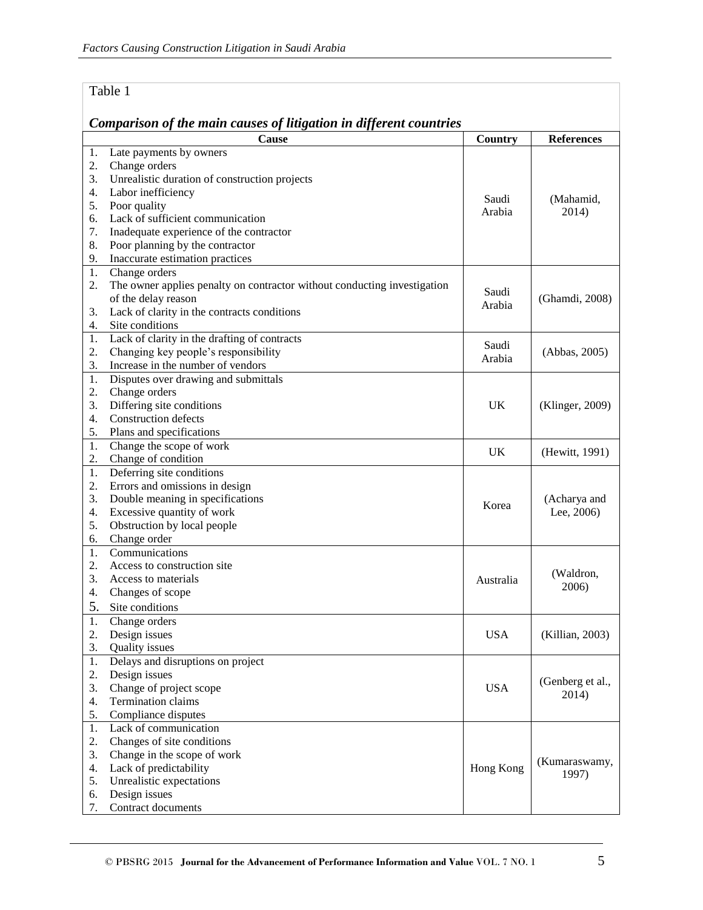Table 1

***Comparison of the main causes of litigation in different countries***

| Cause | Country | References |
|---|---|---|
| 1. Late payments by owners<br>2. Change orders<br>3. Unrealistic duration of construction projects<br>4. Labor inefficiency<br>5. Poor quality<br>6. Lack of sufficient communication<br>7. Inadequate experience of the contractor<br>8. Poor planning by the contractor<br>9. Inaccurate estimation practices | Saudi Arabia | (Mahamid, 2014) |
| 1. Change orders<br>2. The owner applies penalty on contractor without conducting investigation of the delay reason<br>3. Lack of clarity in the contracts conditions<br>4. Site conditions | Saudi Arabia | (Ghamdi, 2008) |
| 1. Lack of clarity in the drafting of contracts<br>2. Changing key people's responsibility<br>3. Increase in the number of vendors | Saudi Arabia | (Abbas, 2005) |
| 1. Disputes over drawing and submittals<br>2. Change orders<br>3. Differing site conditions<br>4. Construction defects<br>5. Plans and specifications | UK | (Klinger, 2009) |
| 1. Change the scope of work<br>2. Change of condition | UK | (Hewitt, 1991) |
| 1. Deferring site conditions<br>2. Errors and omissions in design<br>3. Double meaning in specifications<br>4. Excessive quantity of work<br>5. Obstruction by local people<br>6. Change order | Korea | (Acharya and Lee, 2006) |
| 1. Communications<br>2. Access to construction site<br>3. Access to materials<br>4. Changes of scope<br>5. Site conditions | Australia | (Waldron, 2006) |
| 1. Change orders<br>2. Design issues<br>3. Quality issues | USA | (Killian, 2003) |
| 1. Delays and disruptions on project<br>2. Design issues<br>3. Change of project scope<br>4. Termination claims<br>5. Compliance disputes | USA | (Genberg et al., 2014) |
| 1. Lack of communication<br>2. Changes of site conditions<br>3. Change in the scope of work<br>4. Lack of predictability<br>5. Unrealistic expectations<br>6. Design issues<br>7. Contract documents | Hong Kong | (Kumaraswamy, 1997) |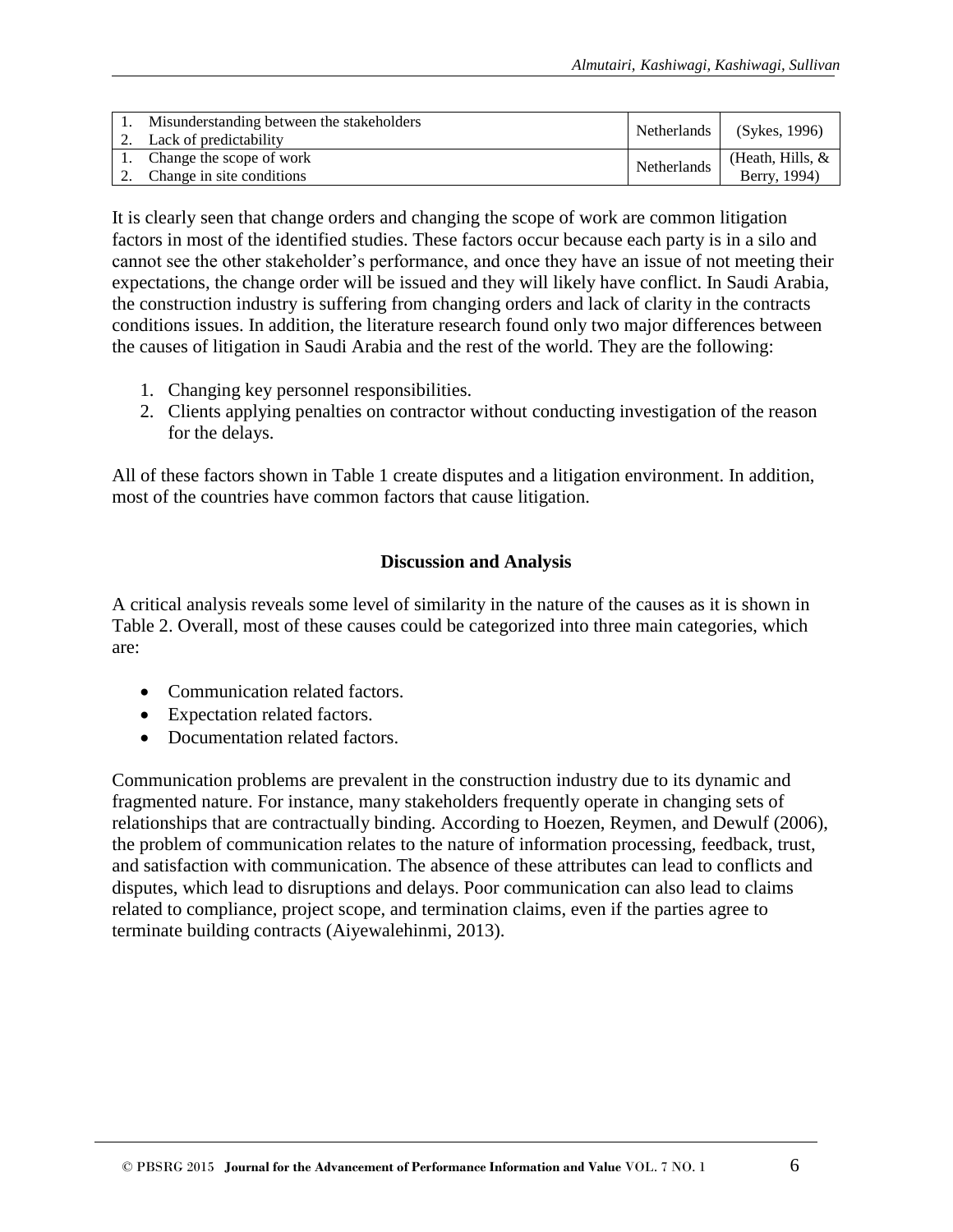| | | |
|---|---|---|
| 1. Misunderstanding between the stakeholders<br>2. Lack of predictability | Netherlands | (Sykes, 1996) |
| 1. Change the scope of work<br>2. Change in site conditions | Netherlands | (Heath, Hills, & Berry, 1994) |

It is clearly seen that change orders and changing the scope of work are common litigation factors in most of the identified studies. These factors occur because each party is in a silo and cannot see the other stakeholder's performance, and once they have an issue of not meeting their expectations, the change order will be issued and they will likely have conflict. In Saudi Arabia, the construction industry is suffering from changing orders and lack of clarity in the contracts conditions issues. In addition, the literature research found only two major differences between the causes of litigation in Saudi Arabia and the rest of the world. They are the following:

1. Changing key personnel responsibilities.
2. Clients applying penalties on contractor without conducting investigation of the reason for the delays.

All of these factors shown in Table 1 create disputes and a litigation environment. In addition, most of the countries have common factors that cause litigation.

## Discussion and Analysis

A critical analysis reveals some level of similarity in the nature of the causes as it is shown in Table 2. Overall, most of these causes could be categorized into three main categories, which are:

- Communication related factors.
- Expectation related factors.
- Documentation related factors.

Communication problems are prevalent in the construction industry due to its dynamic and fragmented nature. For instance, many stakeholders frequently operate in changing sets of relationships that are contractually binding. According to Hoezen, Reymen, and Dewulf (2006), the problem of communication relates to the nature of information processing, feedback, trust, and satisfaction with communication. The absence of these attributes can lead to conflicts and disputes, which lead to disruptions and delays. Poor communication can also lead to claims related to compliance, project scope, and termination claims, even if the parties agree to terminate building contracts (Aiyewalehinmi, 2013).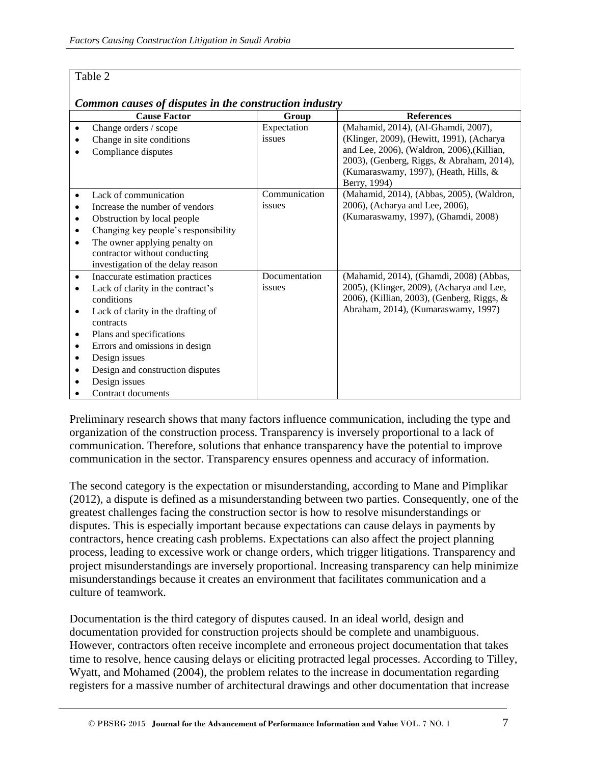Table 2

***Common causes of disputes in the construction industry***

| Cause Factor | Group | References |
|---|---|---|
| • Change orders / scope<br>• Change in site conditions<br>• Compliance disputes | Expectation issues | (Mahamid, 2014), (Al-Ghamdi, 2007), (Klinger, 2009), (Hewitt, 1991), (Acharya and Lee, 2006), (Waldron, 2006),(Killian, 2003), (Genberg, Riggs, & Abraham, 2014), (Kumaraswamy, 1997), (Heath, Hills, & Berry, 1994) |
| • Lack of communication<br>• Increase the number of vendors<br>• Obstruction by local people<br>• Changing key people's responsibility<br>• The owner applying penalty on contractor without conducting investigation of the delay reason | Communication issues | (Mahamid, 2014), (Abbas, 2005), (Waldron, 2006), (Acharya and Lee, 2006), (Kumaraswamy, 1997), (Ghamdi, 2008) |
| • Inaccurate estimation practices<br>• Lack of clarity in the contract's conditions<br>• Lack of clarity in the drafting of contracts<br>• Plans and specifications<br>• Errors and omissions in design<br>• Design issues<br>• Design and construction disputes<br>• Design issues<br>• Contract documents | Documentation issues | (Mahamid, 2014), (Ghamdi, 2008) (Abbas, 2005), (Klinger, 2009), (Acharya and Lee, 2006), (Killian, 2003), (Genberg, Riggs, & Abraham, 2014), (Kumaraswamy, 1997) |

Preliminary research shows that many factors influence communication, including the type and organization of the construction process. Transparency is inversely proportional to a lack of communication. Therefore, solutions that enhance transparency have the potential to improve communication in the sector. Transparency ensures openness and accuracy of information.

The second category is the expectation or misunderstanding, according to Mane and Pimplikar (2012), a dispute is defined as a misunderstanding between two parties. Consequently, one of the greatest challenges facing the construction sector is how to resolve misunderstandings or disputes. This is especially important because expectations can cause delays in payments by contractors, hence creating cash problems. Expectations can also affect the project planning process, leading to excessive work or change orders, which trigger litigations. Transparency and project misunderstandings are inversely proportional. Increasing transparency can help minimize misunderstandings because it creates an environment that facilitates communication and a culture of teamwork.

Documentation is the third category of disputes caused. In an ideal world, design and documentation provided for construction projects should be complete and unambiguous. However, contractors often receive incomplete and erroneous project documentation that takes time to resolve, hence causing delays or eliciting protracted legal processes. According to Tilley, Wyatt, and Mohamed (2004), the problem relates to the increase in documentation regarding registers for a massive number of architectural drawings and other documentation that increase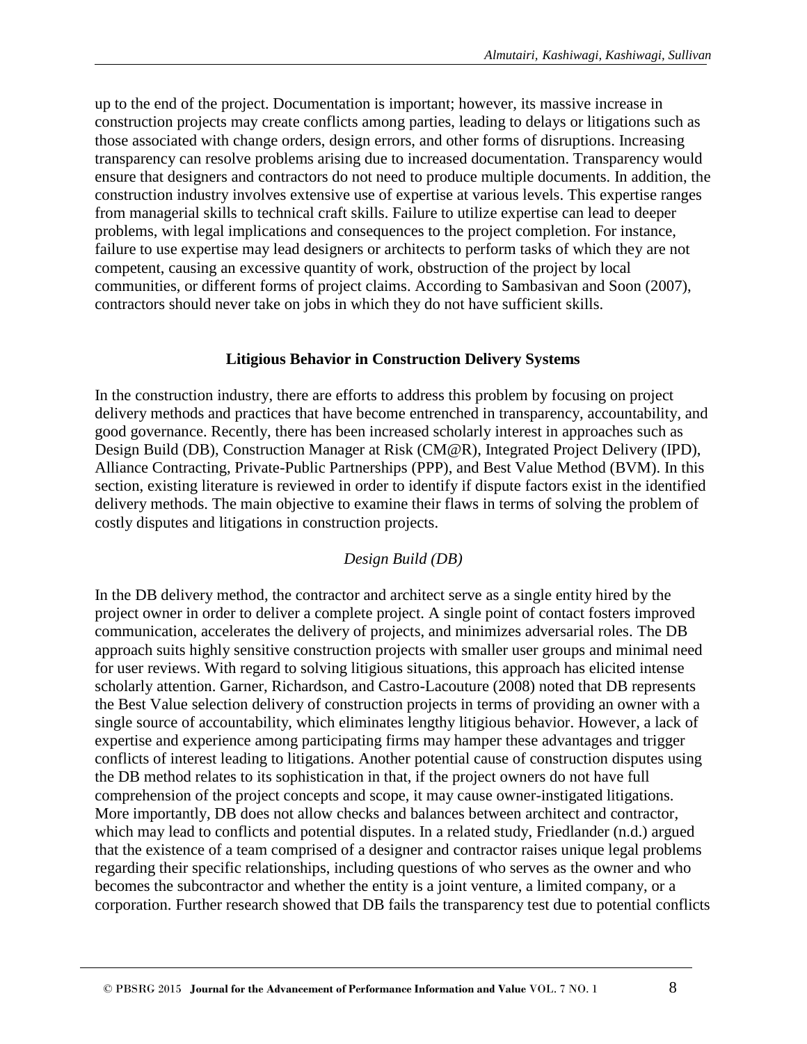up to the end of the project. Documentation is important; however, its massive increase in construction projects may create conflicts among parties, leading to delays or litigations such as those associated with change orders, design errors, and other forms of disruptions. Increasing transparency can resolve problems arising due to increased documentation. Transparency would ensure that designers and contractors do not need to produce multiple documents. In addition, the construction industry involves extensive use of expertise at various levels. This expertise ranges from managerial skills to technical craft skills. Failure to utilize expertise can lead to deeper problems, with legal implications and consequences to the project completion. For instance, failure to use expertise may lead designers or architects to perform tasks of which they are not competent, causing an excessive quantity of work, obstruction of the project by local communities, or different forms of project claims. According to Sambasivan and Soon (2007), contractors should never take on jobs in which they do not have sufficient skills.

## Litigious Behavior in Construction Delivery Systems

In the construction industry, there are efforts to address this problem by focusing on project delivery methods and practices that have become entrenched in transparency, accountability, and good governance. Recently, there has been increased scholarly interest in approaches such as Design Build (DB), Construction Manager at Risk (CM@R), Integrated Project Delivery (IPD), Alliance Contracting, Private-Public Partnerships (PPP), and Best Value Method (BVM). In this section, existing literature is reviewed in order to identify if dispute factors exist in the identified delivery methods. The main objective to examine their flaws in terms of solving the problem of costly disputes and litigations in construction projects.

### *Design Build (DB)*

In the DB delivery method, the contractor and architect serve as a single entity hired by the project owner in order to deliver a complete project. A single point of contact fosters improved communication, accelerates the delivery of projects, and minimizes adversarial roles. The DB approach suits highly sensitive construction projects with smaller user groups and minimal need for user reviews. With regard to solving litigious situations, this approach has elicited intense scholarly attention. Garner, Richardson, and Castro-Lacouture (2008) noted that DB represents the Best Value selection delivery of construction projects in terms of providing an owner with a single source of accountability, which eliminates lengthy litigious behavior. However, a lack of expertise and experience among participating firms may hamper these advantages and trigger conflicts of interest leading to litigations. Another potential cause of construction disputes using the DB method relates to its sophistication in that, if the project owners do not have full comprehension of the project concepts and scope, it may cause owner-instigated litigations. More importantly, DB does not allow checks and balances between architect and contractor, which may lead to conflicts and potential disputes. In a related study, Friedlander (n.d.) argued that the existence of a team comprised of a designer and contractor raises unique legal problems regarding their specific relationships, including questions of who serves as the owner and who becomes the subcontractor and whether the entity is a joint venture, a limited company, or a corporation. Further research showed that DB fails the transparency test due to potential conflicts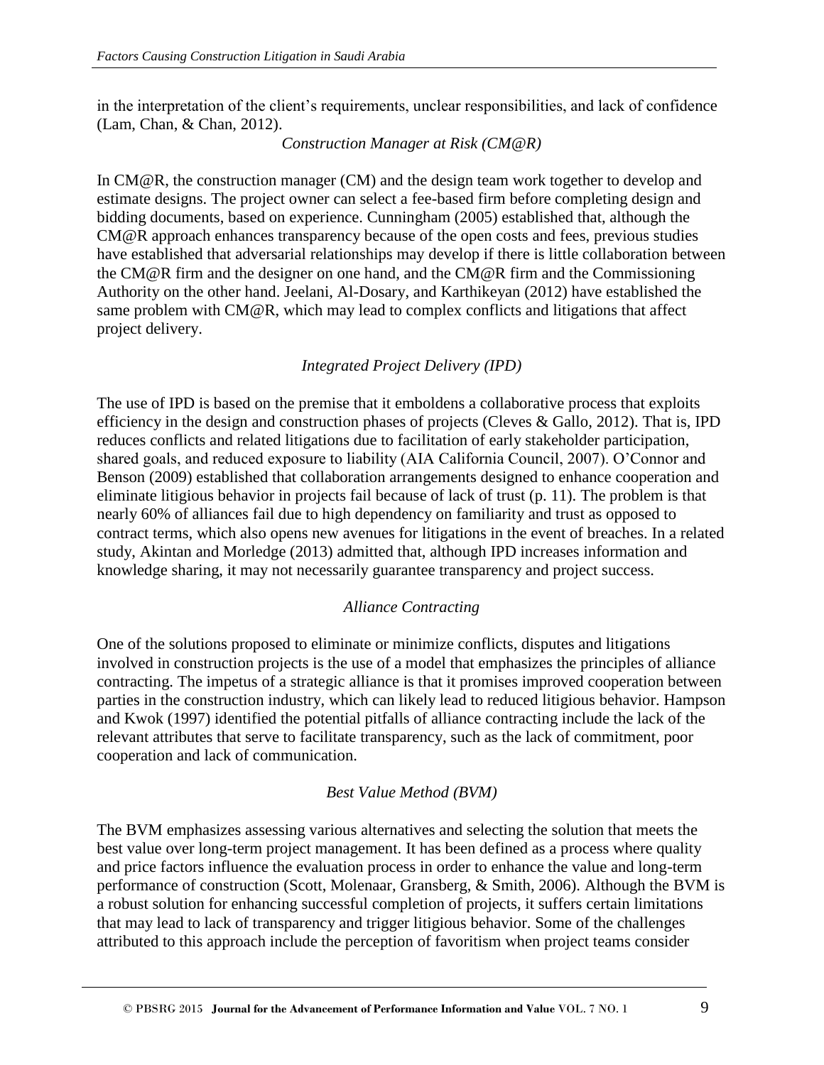in the interpretation of the client's requirements, unclear responsibilities, and lack of confidence (Lam, Chan, & Chan, 2012).

### *Construction Manager at Risk (CM@R)*

In CM@R, the construction manager (CM) and the design team work together to develop and estimate designs. The project owner can select a fee-based firm before completing design and bidding documents, based on experience. Cunningham (2005) established that, although the CM@R approach enhances transparency because of the open costs and fees, previous studies have established that adversarial relationships may develop if there is little collaboration between the CM@R firm and the designer on one hand, and the CM@R firm and the Commissioning Authority on the other hand. Jeelani, Al-Dosary, and Karthikeyan (2012) have established the same problem with CM@R, which may lead to complex conflicts and litigations that affect project delivery.

### *Integrated Project Delivery (IPD)*

The use of IPD is based on the premise that it emboldens a collaborative process that exploits efficiency in the design and construction phases of projects (Cleves & Gallo, 2012). That is, IPD reduces conflicts and related litigations due to facilitation of early stakeholder participation, shared goals, and reduced exposure to liability (AIA California Council, 2007). O'Connor and Benson (2009) established that collaboration arrangements designed to enhance cooperation and eliminate litigious behavior in projects fail because of lack of trust (p. 11). The problem is that nearly 60% of alliances fail due to high dependency on familiarity and trust as opposed to contract terms, which also opens new avenues for litigations in the event of breaches. In a related study, Akintan and Morledge (2013) admitted that, although IPD increases information and knowledge sharing, it may not necessarily guarantee transparency and project success.

### *Alliance Contracting*

One of the solutions proposed to eliminate or minimize conflicts, disputes and litigations involved in construction projects is the use of a model that emphasizes the principles of alliance contracting. The impetus of a strategic alliance is that it promises improved cooperation between parties in the construction industry, which can likely lead to reduced litigious behavior. Hampson and Kwok (1997) identified the potential pitfalls of alliance contracting include the lack of the relevant attributes that serve to facilitate transparency, such as the lack of commitment, poor cooperation and lack of communication.

### *Best Value Method (BVM)*

The BVM emphasizes assessing various alternatives and selecting the solution that meets the best value over long-term project management. It has been defined as a process where quality and price factors influence the evaluation process in order to enhance the value and long-term performance of construction (Scott, Molenaar, Gransberg, & Smith, 2006). Although the BVM is a robust solution for enhancing successful completion of projects, it suffers certain limitations that may lead to lack of transparency and trigger litigious behavior. Some of the challenges attributed to this approach include the perception of favoritism when project teams consider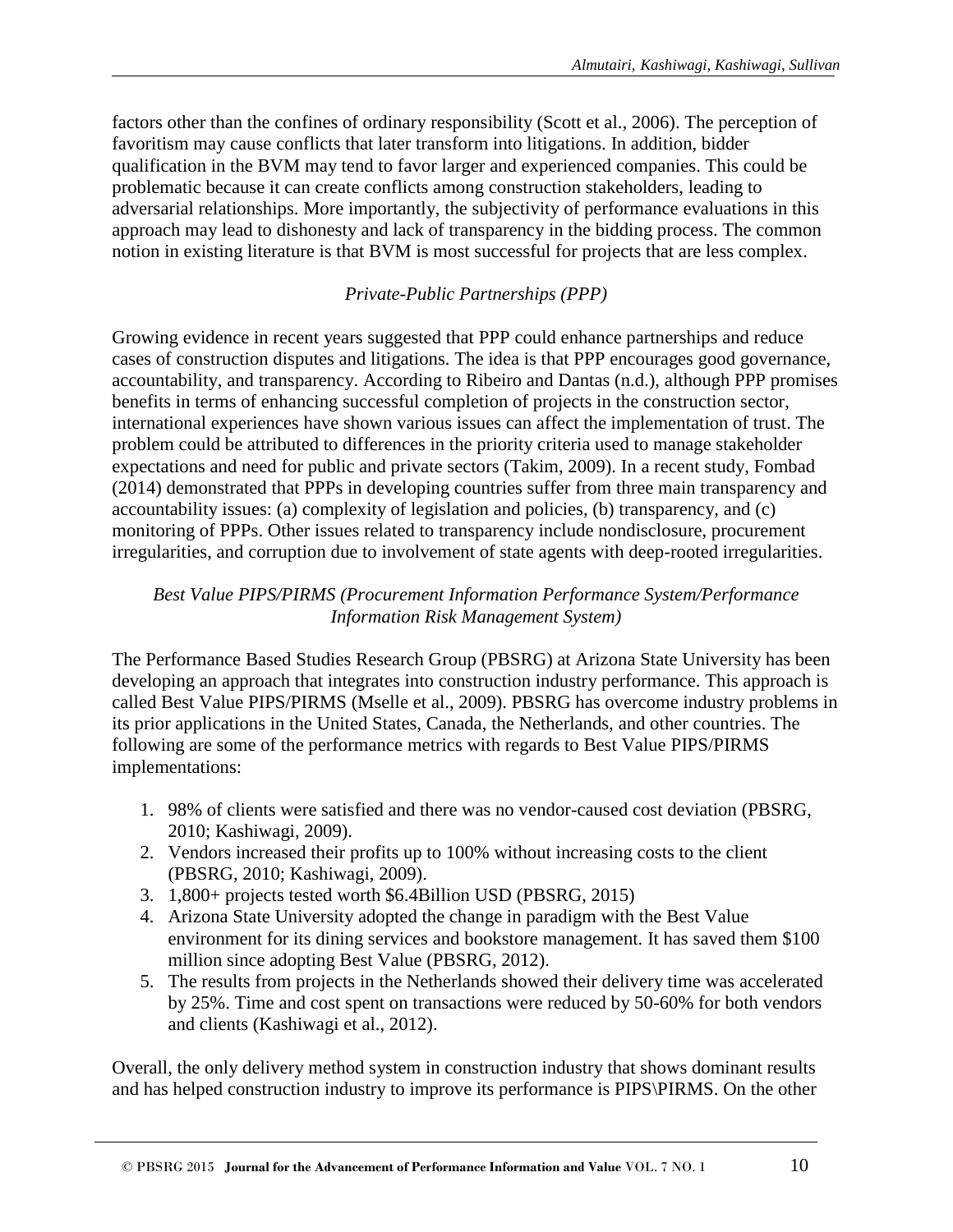factors other than the confines of ordinary responsibility (Scott et al., 2006). The perception of favoritism may cause conflicts that later transform into litigations. In addition, bidder qualification in the BVM may tend to favor larger and experienced companies. This could be problematic because it can create conflicts among construction stakeholders, leading to adversarial relationships. More importantly, the subjectivity of performance evaluations in this approach may lead to dishonesty and lack of transparency in the bidding process. The common notion in existing literature is that BVM is most successful for projects that are less complex.

### *Private-Public Partnerships (PPP)*

Growing evidence in recent years suggested that PPP could enhance partnerships and reduce cases of construction disputes and litigations. The idea is that PPP encourages good governance, accountability, and transparency. According to Ribeiro and Dantas (n.d.), although PPP promises benefits in terms of enhancing successful completion of projects in the construction sector, international experiences have shown various issues can affect the implementation of trust. The problem could be attributed to differences in the priority criteria used to manage stakeholder expectations and need for public and private sectors (Takim, 2009). In a recent study, Fombad (2014) demonstrated that PPPs in developing countries suffer from three main transparency and accountability issues: (a) complexity of legislation and policies, (b) transparency, and (c) monitoring of PPPs. Other issues related to transparency include nondisclosure, procurement irregularities, and corruption due to involvement of state agents with deep-rooted irregularities.

### *Best Value PIPS/PIRMS (Procurement Information Performance System/Performance Information Risk Management System)*

The Performance Based Studies Research Group (PBSRG) at Arizona State University has been developing an approach that integrates into construction industry performance. This approach is called Best Value PIPS/PIRMS (Mselle et al., 2009). PBSRG has overcome industry problems in its prior applications in the United States, Canada, the Netherlands, and other countries. The following are some of the performance metrics with regards to Best Value PIPS/PIRMS implementations:

1. 98% of clients were satisfied and there was no vendor-caused cost deviation (PBSRG, 2010; Kashiwagi, 2009).
2. Vendors increased their profits up to 100% without increasing costs to the client (PBSRG, 2010; Kashiwagi, 2009).
3. 1,800+ projects tested worth $6.4Billion USD (PBSRG, 2015)
4. Arizona State University adopted the change in paradigm with the Best Value environment for its dining services and bookstore management. It has saved them $100 million since adopting Best Value (PBSRG, 2012).
5. The results from projects in the Netherlands showed their delivery time was accelerated by 25%. Time and cost spent on transactions were reduced by 50-60% for both vendors and clients (Kashiwagi et al., 2012).

Overall, the only delivery method system in construction industry that shows dominant results and has helped construction industry to improve its performance is PIPS\PIRMS. On the other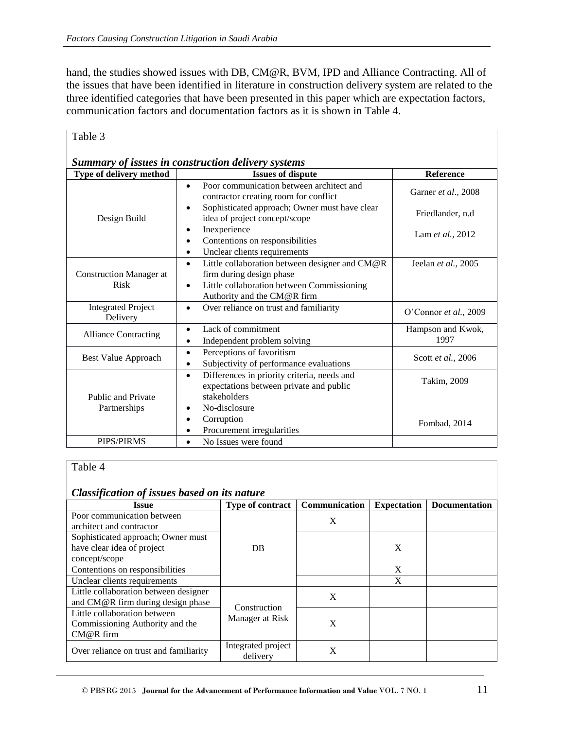hand, the studies showed issues with DB, CM@R, BVM, IPD and Alliance Contracting. All of the issues that have been identified in literature in construction delivery system are related to the three identified categories that have been presented in this paper which are expectation factors, communication factors and documentation factors as it is shown in Table 4.

Table 3

***Summary of issues in construction delivery systems***

| Type of delivery method | Issues of dispute | Reference |
|---|---|---|
| Design Build | • Poor communication between architect and contractor creating room for conflict<br>• Sophisticated approach; Owner must have clear idea of project concept/scope<br>• Inexperience<br>• Contentions on responsibilities<br>• Unclear clients requirements | Garner *et al*., 2008<br>Friedlander, n.d<br>Lam *et al.,* 2012 |
| Construction Manager at Risk | • Little collaboration between designer and CM@R firm during design phase<br>• Little collaboration between Commissioning Authority and the CM@R firm | Jeelan *et al.,* 2005 |
| Integrated Project Delivery | • Over reliance on trust and familiarity | O'Connor *et al.,* 2009 |
| Alliance Contracting | • Lack of commitment<br>• Independent problem solving | Hampson and Kwok, 1997 |
| Best Value Approach | • Perceptions of favoritism<br>• Subjectivity of performance evaluations | Scott *et al.,* 2006 |
| Public and Private Partnerships | • Differences in priority criteria, needs and expectations between private and public stakeholders<br>• No-disclosure<br>• Corruption<br>• Procurement irregularities | Takim, 2009<br>Fombad, 2014 |
| PIPS/PIRMS | • No Issues were found | |

Table 4

***Classification of issues based on its nature***

| Issue | Type of contract | Communication | Expectation | Documentation |
|---|---|---|---|---|
| Poor communication between architect and contractor | DB | X | | |
| Sophisticated approach; Owner must have clear idea of project concept/scope | | | X | |
| Contentions on responsibilities | | | X | |
| Unclear clients requirements | | | X | |
| Little collaboration between designer and CM@R firm during design phase | Construction Manager at Risk | X | | |
| Little collaboration between Commissioning Authority and the CM@R firm | | X | | |
| Over reliance on trust and familiarity | Integrated project delivery | X | | |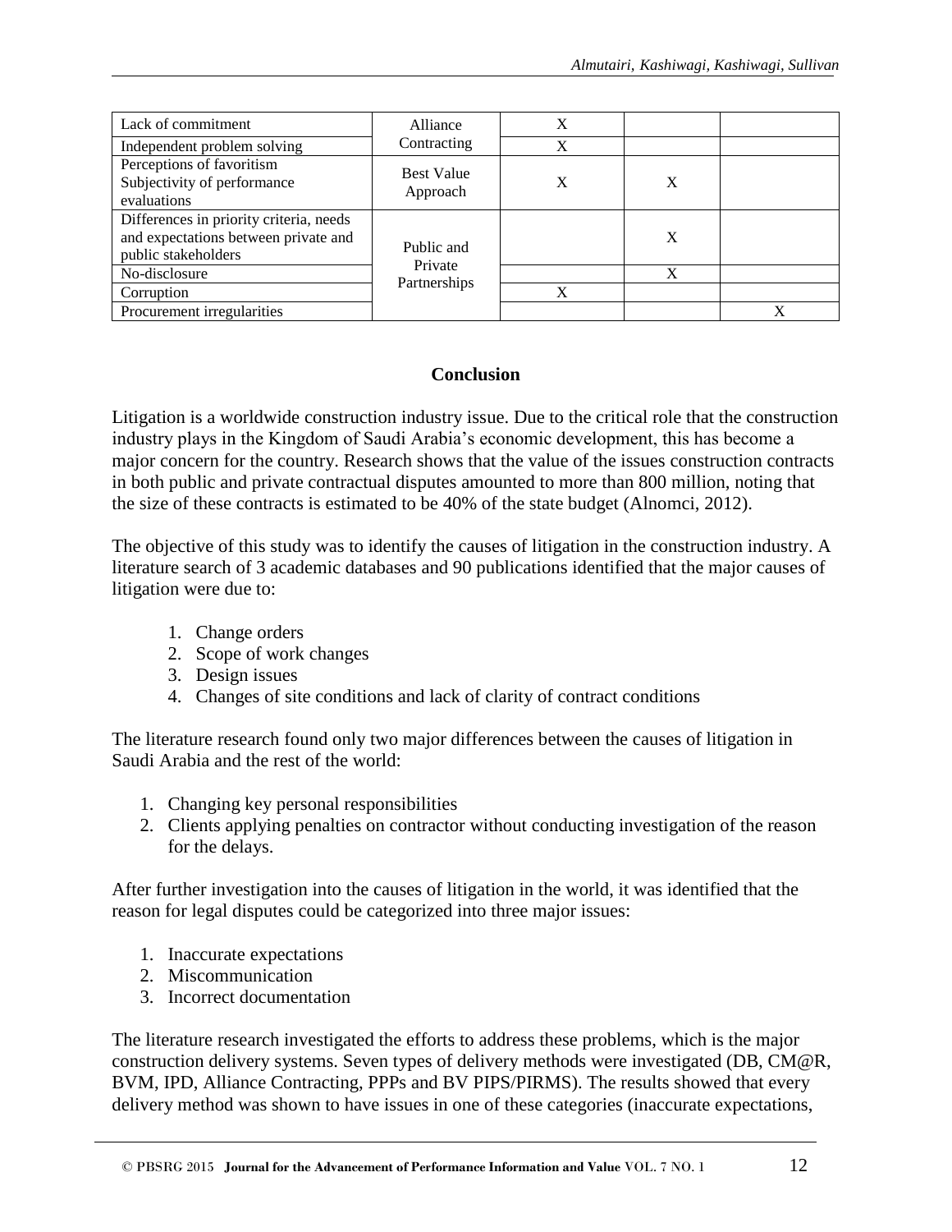| Lack of commitment | Alliance Contracting | X | | |
|---|---|---|---|---|
| Independent problem solving | | X | | |
| Perceptions of favoritism<br>Subjectivity of performance evaluations | Best Value Approach | X | X | |
| Differences in priority criteria, needs and expectations between private and public stakeholders | Public and Private Partnerships | | X | |
| No-disclosure | | | X | |
| Corruption | | X | | |
| Procurement irregularities | | | | X |

## Conclusion

Litigation is a worldwide construction industry issue. Due to the critical role that the construction industry plays in the Kingdom of Saudi Arabia's economic development, this has become a major concern for the country. Research shows that the value of the issues construction contracts in both public and private contractual disputes amounted to more than 800 million, noting that the size of these contracts is estimated to be 40% of the state budget (Alnomci, 2012).

The objective of this study was to identify the causes of litigation in the construction industry. A literature search of 3 academic databases and 90 publications identified that the major causes of litigation were due to:

1. Change orders
2. Scope of work changes
3. Design issues
4. Changes of site conditions and lack of clarity of contract conditions

The literature research found only two major differences between the causes of litigation in Saudi Arabia and the rest of the world:

1. Changing key personal responsibilities
2. Clients applying penalties on contractor without conducting investigation of the reason for the delays.

After further investigation into the causes of litigation in the world, it was identified that the reason for legal disputes could be categorized into three major issues:

1. Inaccurate expectations
2. Miscommunication
3. Incorrect documentation

The literature research investigated the efforts to address these problems, which is the major construction delivery systems. Seven types of delivery methods were investigated (DB, CM@R, BVM, IPD, Alliance Contracting, PPPs and BV PIPS/PIRMS). The results showed that every delivery method was shown to have issues in one of these categories (inaccurate expectations,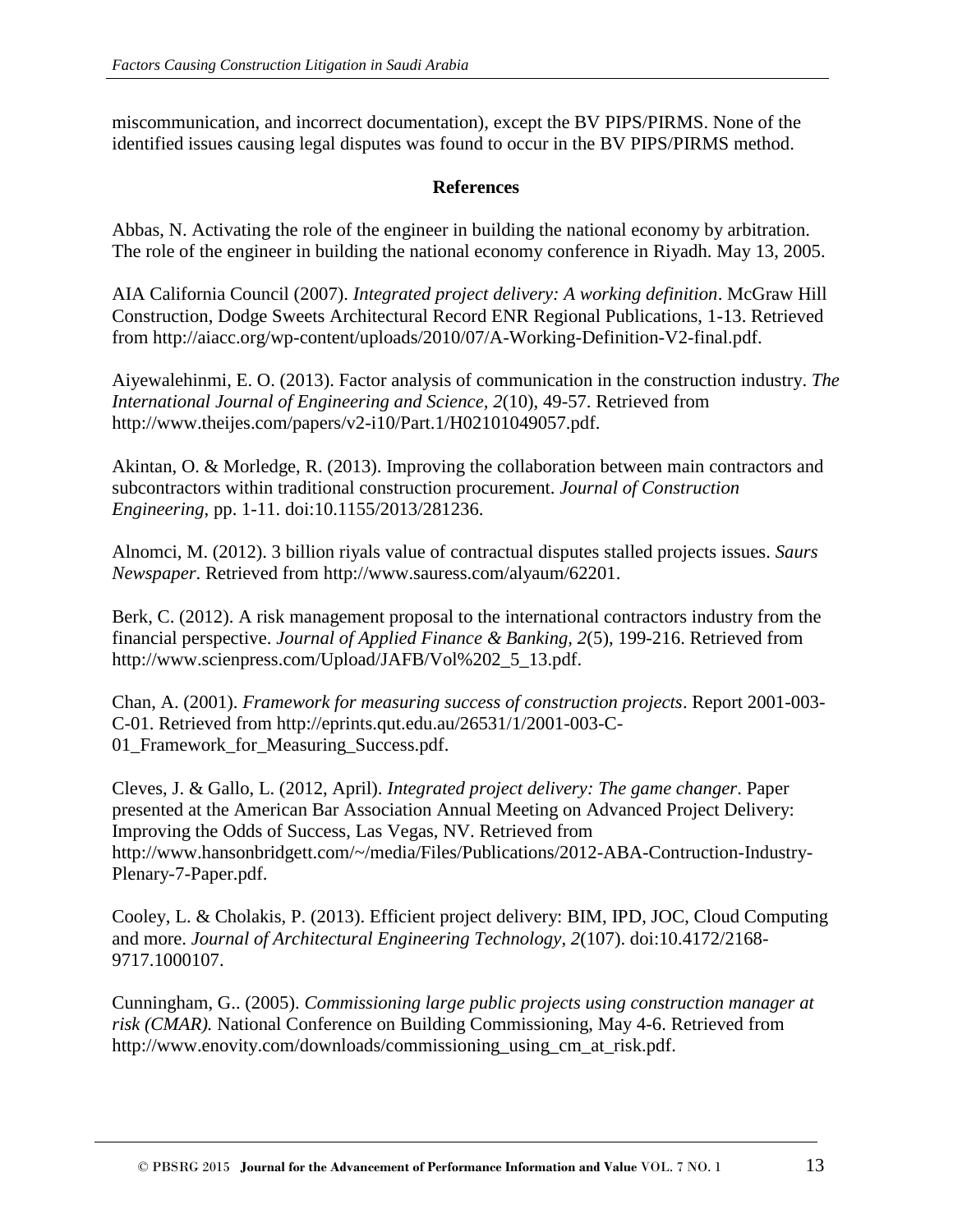miscommunication, and incorrect documentation), except the BV PIPS/PIRMS. None of the identified issues causing legal disputes was found to occur in the BV PIPS/PIRMS method.

## References

Abbas, N. Activating the role of the engineer in building the national economy by arbitration. The role of the engineer in building the national economy conference in Riyadh. May 13, 2005.

AIA California Council (2007). *Integrated project delivery: A working definition*. McGraw Hill Construction, Dodge Sweets Architectural Record ENR Regional Publications, 1-13. Retrieved from http://aiacc.org/wp-content/uploads/2010/07/A-Working-Definition-V2-final.pdf.

Aiyewalehinmi, E. O. (2013). Factor analysis of communication in the construction industry. *The International Journal of Engineering and Science, 2*(10), 49-57. Retrieved from http://www.theijes.com/papers/v2-i10/Part.1/H02101049057.pdf.

Akintan, O. & Morledge, R. (2013). Improving the collaboration between main contractors and subcontractors within traditional construction procurement. *Journal of Construction Engineering*, pp. 1-11. doi:10.1155/2013/281236.

Alnomci, M. (2012). 3 billion riyals value of contractual disputes stalled projects issues. *Saurs Newspaper*. Retrieved from http://www.sauress.com/alyaum/62201.

Berk, C. (2012). A risk management proposal to the international contractors industry from the financial perspective. *Journal of Applied Finance & Banking, 2*(5), 199-216. Retrieved from http://www.scienpress.com/Upload/JAFB/Vol%202_5_13.pdf.

Chan, A. (2001). *Framework for measuring success of construction projects*. Report 2001-003-C-01. Retrieved from http://eprints.qut.edu.au/26531/1/2001-003-C-01_Framework_for_Measuring_Success.pdf.

Cleves, J. & Gallo, L. (2012, April). *Integrated project delivery: The game changer*. Paper presented at the American Bar Association Annual Meeting on Advanced Project Delivery: Improving the Odds of Success, Las Vegas, NV. Retrieved from http://www.hansonbridgett.com/~/media/Files/Publications/2012-ABA-Contruction-Industry-Plenary-7-Paper.pdf.

Cooley, L. & Cholakis, P. (2013). Efficient project delivery: BIM, IPD, JOC, Cloud Computing and more. *Journal of Architectural Engineering Technology, 2*(107). doi:10.4172/2168-9717.1000107.

Cunningham, G.. (2005). *Commissioning large public projects using construction manager at risk (CMAR).* National Conference on Building Commissioning, May 4-6. Retrieved from http://www.enovity.com/downloads/commissioning_using_cm_at_risk.pdf.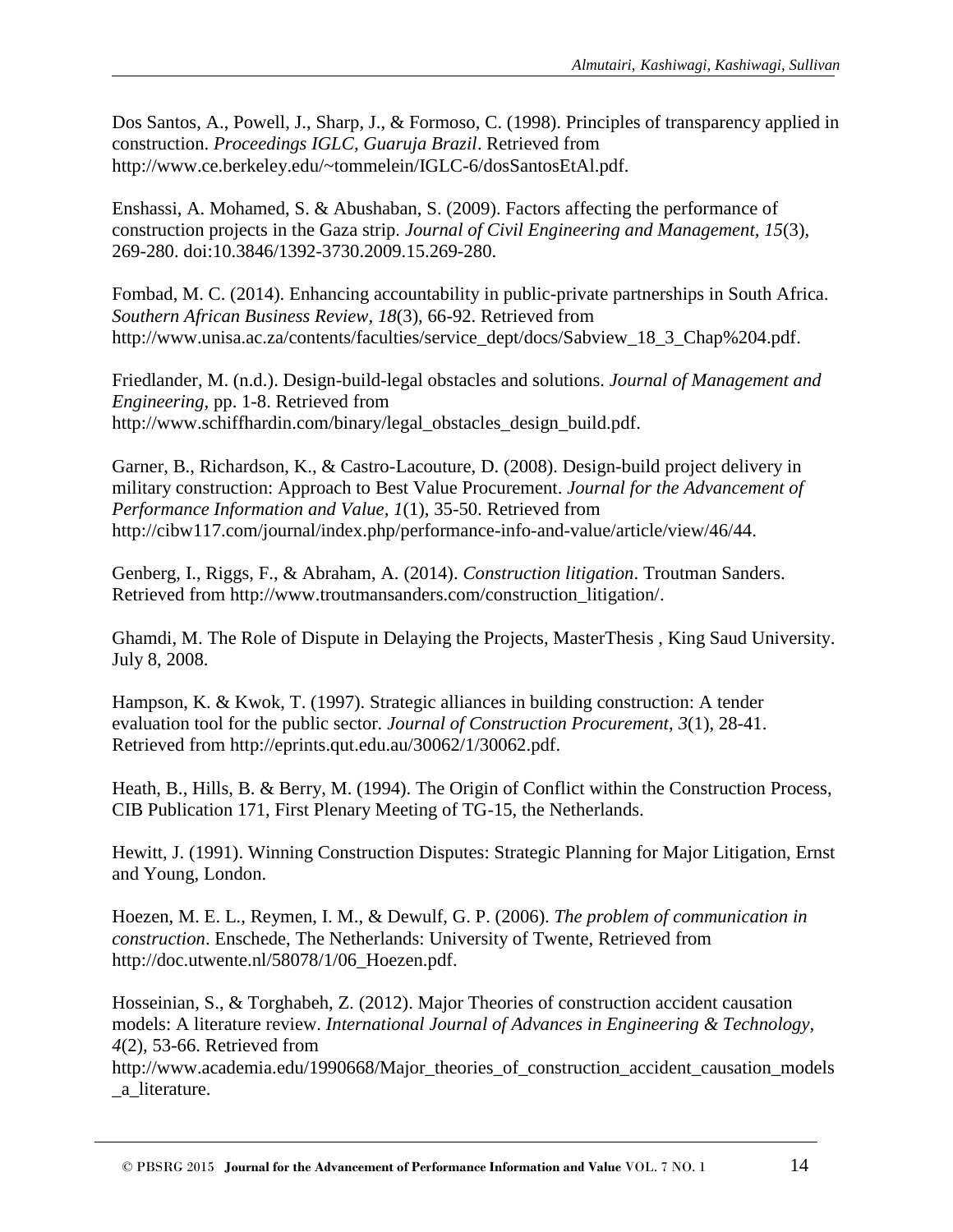Dos Santos, A., Powell, J., Sharp, J., & Formoso, C. (1998). Principles of transparency applied in construction. *Proceedings IGLC, Guaruja Brazil*. Retrieved from http://www.ce.berkeley.edu/~tommelein/IGLC-6/dosSantosEtAl.pdf.

Enshassi, A. Mohamed, S. & Abushaban, S. (2009). Factors affecting the performance of construction projects in the Gaza strip. *Journal of Civil Engineering and Management, 15*(3), 269-280. doi:10.3846/1392-3730.2009.15.269-280.

Fombad, M. C. (2014). Enhancing accountability in public-private partnerships in South Africa. *Southern African Business Review*, *18*(3), 66-92. Retrieved from http://www.unisa.ac.za/contents/faculties/service_dept/docs/Sabview_18_3_Chap%204.pdf.

Friedlander, M. (n.d.). Design-build-legal obstacles and solutions. *Journal of Management and Engineering,* pp. 1-8. Retrieved from http://www.schiffhardin.com/binary/legal_obstacles_design_build.pdf.

Garner, B., Richardson, K., & Castro-Lacouture, D. (2008). Design-build project delivery in military construction: Approach to Best Value Procurement. *Journal for the Advancement of Performance Information and Value, 1*(1), 35-50. Retrieved from http://cibw117.com/journal/index.php/performance-info-and-value/article/view/46/44.

Genberg, I., Riggs, F., & Abraham, A. (2014). *Construction litigation*. Troutman Sanders. Retrieved from http://www.troutmansanders.com/construction_litigation/.

Ghamdi, M. The Role of Dispute in Delaying the Projects, MasterThesis , King Saud University. July 8, 2008.

Hampson, K. & Kwok, T. (1997). Strategic alliances in building construction: A tender evaluation tool for the public sector. *Journal of Construction Procurement*, *3*(1), 28-41. Retrieved from http://eprints.qut.edu.au/30062/1/30062.pdf.

Heath, B., Hills, B. & Berry, M. (1994). The Origin of Conflict within the Construction Process, CIB Publication 171, First Plenary Meeting of TG-15, the Netherlands.

Hewitt, J. (1991). Winning Construction Disputes: Strategic Planning for Major Litigation, Ernst and Young, London.

Hoezen, M. E. L., Reymen, I. M., & Dewulf, G. P. (2006). *The problem of communication in construction*. Enschede, The Netherlands: University of Twente, Retrieved from http://doc.utwente.nl/58078/1/06_Hoezen.pdf.

Hosseinian, S., & Torghabeh, Z. (2012). Major Theories of construction accident causation models: A literature review. *International Journal of Advances in Engineering & Technology, 4*(2), 53-66. Retrieved from http://www.academia.edu/1990668/Major_theories_of_construction_accident_causation_models_a_literature.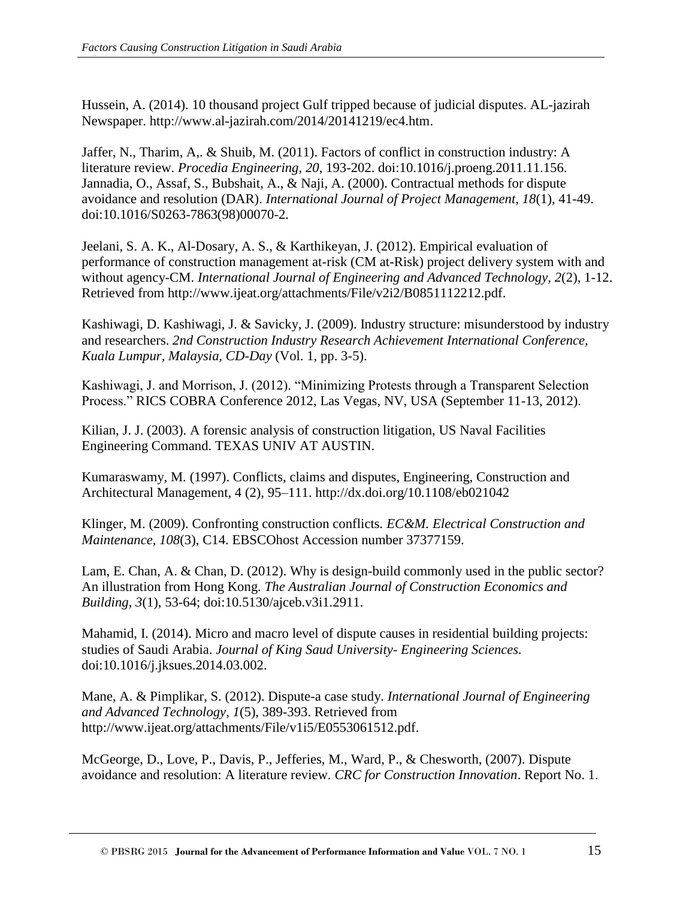Hussein, A. (2014). 10 thousand project Gulf tripped because of judicial disputes. AL-jazirah Newspaper. http://www.al-jazirah.com/2014/20141219/ec4.htm.

Jaffer, N., Tharim, A,. & Shuib, M. (2011). Factors of conflict in construction industry: A literature review. *Procedia Engineering, 20*, 193-202. doi:10.1016/j.proeng.2011.11.156. Jannadia, O., Assaf, S., Bubshait, A., & Naji, A. (2000). Contractual methods for dispute avoidance and resolution (DAR). *International Journal of Project Management, 18*(1), 41-49. doi:10.1016/S0263-7863(98)00070-2.

Jeelani, S. A. K., Al-Dosary, A. S., & Karthikeyan, J. (2012). Empirical evaluation of performance of construction management at-risk (CM at-Risk) project delivery system with and without agency-CM. *International Journal of Engineering and Advanced Technology, 2*(2), 1-12. Retrieved from http://www.ijeat.org/attachments/File/v2i2/B0851112212.pdf.

Kashiwagi, D. Kashiwagi, J. & Savicky, J. (2009). Industry structure: misunderstood by industry and researchers. *2nd Construction Industry Research Achievement International Conference, Kuala Lumpur, Malaysia, CD-Day* (Vol. 1, pp. 3-5).

Kashiwagi, J. and Morrison, J. (2012). "Minimizing Protests through a Transparent Selection Process." RICS COBRA Conference 2012, Las Vegas, NV, USA (September 11-13, 2012).

Kilian, J. J. (2003). A forensic analysis of construction litigation, US Naval Facilities Engineering Command. TEXAS UNIV AT AUSTIN.

Kumaraswamy, M. (1997). Conflicts, claims and disputes, Engineering, Construction and Architectural Management, 4 (2), 95–111. http://dx.doi.org/10.1108/eb021042

Klinger, M. (2009). Confronting construction conflicts. *EC&M. Electrical Construction and Maintenance, 108*(3), C14. EBSCOhost Accession number 37377159.

Lam, E. Chan, A. & Chan, D. (2012). Why is design-build commonly used in the public sector? An illustration from Hong Kong. *The Australian Journal of Construction Economics and Building, 3*(1), 53-64; doi:10.5130/ajceb.v3i1.2911.

Mahamid, I. (2014). Micro and macro level of dispute causes in residential building projects: studies of Saudi Arabia. *Journal of King Saud University- Engineering Sciences.* doi:10.1016/j.jksues.2014.03.002.

Mane, A. & Pimplikar, S. (2012). Dispute-a case study. *International Journal of Engineering and Advanced Technology, 1*(5), 389-393. Retrieved from http://www.ijeat.org/attachments/File/v1i5/E0553061512.pdf.

McGeorge, D., Love, P., Davis, P., Jefferies, M., Ward, P., & Chesworth, (2007). Dispute avoidance and resolution: A literature review. *CRC for Construction Innovation*. Report No. 1.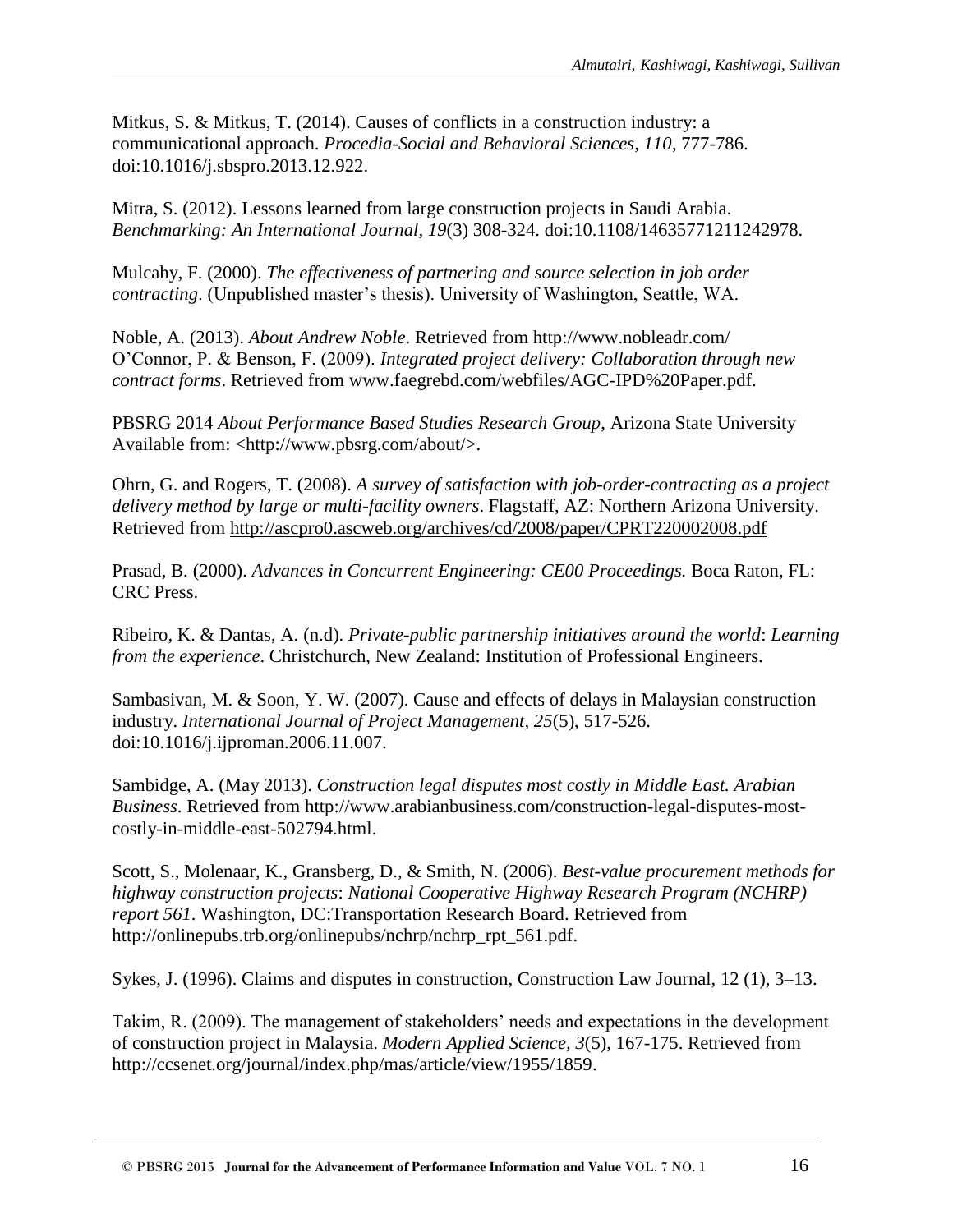Mitkus, S. & Mitkus, T. (2014). Causes of conflicts in a construction industry: a communicational approach. *Procedia-Social and Behavioral Sciences, 110*, 777-786. doi:10.1016/j.sbspro.2013.12.922.

Mitra, S. (2012). Lessons learned from large construction projects in Saudi Arabia. *Benchmarking: An International Journal, 19*(3) 308-324. doi:10.1108/14635771211242978.

Mulcahy, F. (2000). *The effectiveness of partnering and source selection in job order contracting*. (Unpublished master's thesis). University of Washington, Seattle, WA.

Noble, A. (2013). *About Andrew Noble*. Retrieved from http://www.nobleadr.com/
O'Connor, P. & Benson, F. (2009). *Integrated project delivery: Collaboration through new contract forms*. Retrieved from www.faegrebd.com/webfiles/AGC-IPD%20Paper.pdf.

PBSRG 2014 *About Performance Based Studies Research Group*, Arizona State University Available from: <http://www.pbsrg.com/about/>.

Ohrn, G. and Rogers, T. (2008). *A survey of satisfaction with job-order-contracting as a project delivery method by large or multi-facility owners*. Flagstaff, AZ: Northern Arizona University. Retrieved from http://ascpro0.ascweb.org/archives/cd/2008/paper/CPRT220002008.pdf

Prasad, B. (2000). *Advances in Concurrent Engineering: CE00 Proceedings.* Boca Raton, FL: CRC Press.

Ribeiro, K. & Dantas, A. (n.d). *Private-public partnership initiatives around the world*: *Learning from the experience*. Christchurch, New Zealand: Institution of Professional Engineers.

Sambasivan, M. & Soon, Y. W. (2007). Cause and effects of delays in Malaysian construction industry. *International Journal of Project Management, 25*(5), 517-526. doi:10.1016/j.ijproman.2006.11.007.

Sambidge, A. (May 2013). *Construction legal disputes most costly in Middle East. Arabian Business*. Retrieved from http://www.arabianbusiness.com/construction-legal-disputes-most-costly-in-middle-east-502794.html.

Scott, S., Molenaar, K., Gransberg, D., & Smith, N. (2006). *Best-value procurement methods for highway construction projects*: *National Cooperative Highway Research Program (NCHRP) report 561*. Washington, DC:Transportation Research Board. Retrieved from http://onlinepubs.trb.org/onlinepubs/nchrp/nchrp_rpt_561.pdf.

Sykes, J. (1996). Claims and disputes in construction, Construction Law Journal, 12 (1), 3–13.

Takim, R. (2009). The management of stakeholders' needs and expectations in the development of construction project in Malaysia. *Modern Applied Science, 3*(5), 167-175. Retrieved from http://ccsenet.org/journal/index.php/mas/article/view/1955/1859.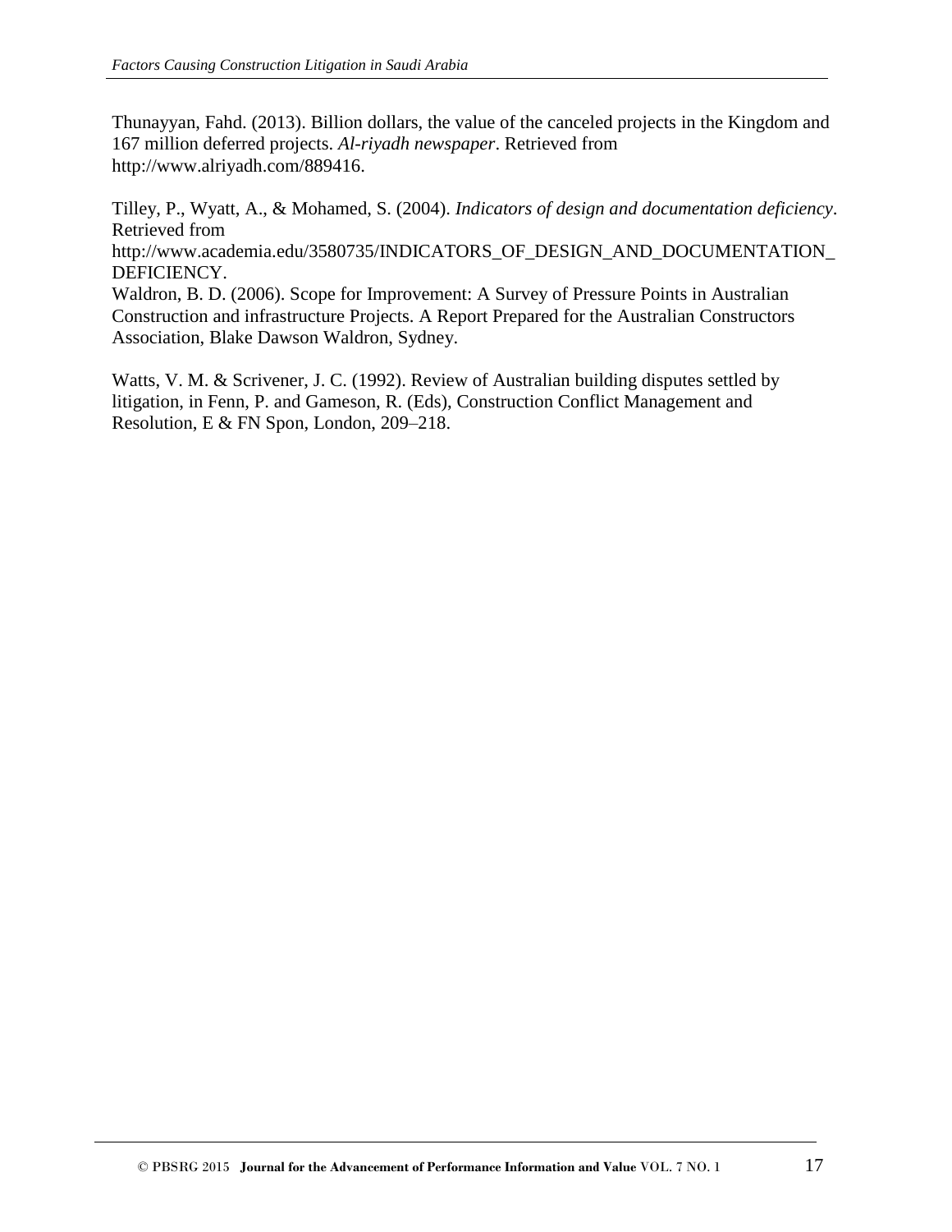Thunayyan, Fahd. (2013). Billion dollars, the value of the canceled projects in the Kingdom and 167 million deferred projects. *Al-riyadh newspaper*. Retrieved from http://www.alriyadh.com/889416.

Tilley, P., Wyatt, A., & Mohamed, S. (2004). *Indicators of design and documentation deficiency*. Retrieved from http://www.academia.edu/3580735/INDICATORS_OF_DESIGN_AND_DOCUMENTATION_DEFICIENCY.

Waldron, B. D. (2006). Scope for Improvement: A Survey of Pressure Points in Australian Construction and infrastructure Projects. A Report Prepared for the Australian Constructors Association, Blake Dawson Waldron, Sydney.

Watts, V. M. & Scrivener, J. C. (1992). Review of Australian building disputes settled by litigation, in Fenn, P. and Gameson, R. (Eds), Construction Conflict Management and Resolution, E & FN Spon, London, 209–218.